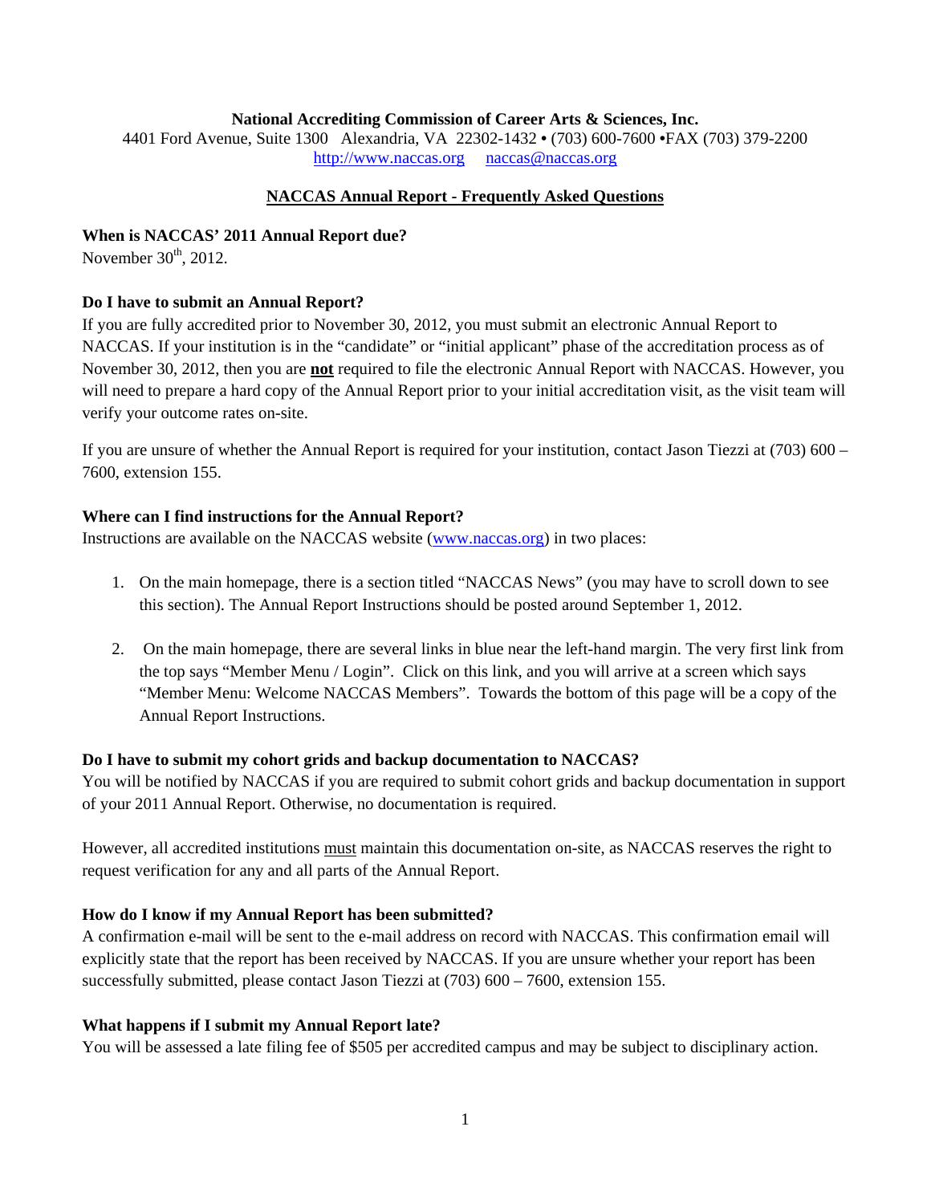**National Accrediting Commission of Career Arts & Sciences, Inc.**
4401 Ford Avenue, Suite 1300 Alexandria, VA 22302-1432 • (703) 600-7600 •FAX (703) 379-2200
http://www.naccas.org naccas@naccas.org

## NACCAS Annual Report - Frequently Asked Questions

**When is NACCAS' 2011 Annual Report due?**
November 30th, 2012.

**Do I have to submit an Annual Report?**
If you are fully accredited prior to November 30, 2012, you must submit an electronic Annual Report to NACCAS. If your institution is in the "candidate" or "initial applicant" phase of the accreditation process as of November 30, 2012, then you are **not** required to file the electronic Annual Report with NACCAS. However, you will need to prepare a hard copy of the Annual Report prior to your initial accreditation visit, as the visit team will verify your outcome rates on-site.

If you are unsure of whether the Annual Report is required for your institution, contact Jason Tiezzi at (703) 600 – 7600, extension 155.

**Where can I find instructions for the Annual Report?**
Instructions are available on the NACCAS website (www.naccas.org) in two places:

1. On the main homepage, there is a section titled "NACCAS News" (you may have to scroll down to see this section). The Annual Report Instructions should be posted around September 1, 2012.
2. On the main homepage, there are several links in blue near the left-hand margin. The very first link from the top says "Member Menu / Login". Click on this link, and you will arrive at a screen which says "Member Menu: Welcome NACCAS Members". Towards the bottom of this page will be a copy of the Annual Report Instructions.

**Do I have to submit my cohort grids and backup documentation to NACCAS?**
You will be notified by NACCAS if you are required to submit cohort grids and backup documentation in support of your 2011 Annual Report. Otherwise, no documentation is required.

However, all accredited institutions must maintain this documentation on-site, as NACCAS reserves the right to request verification for any and all parts of the Annual Report.

**How do I know if my Annual Report has been submitted?**
A confirmation e-mail will be sent to the e-mail address on record with NACCAS. This confirmation email will explicitly state that the report has been received by NACCAS. If you are unsure whether your report has been successfully submitted, please contact Jason Tiezzi at (703) 600 – 7600, extension 155.

**What happens if I submit my Annual Report late?**
You will be assessed a late filing fee of $505 per accredited campus and may be subject to disciplinary action.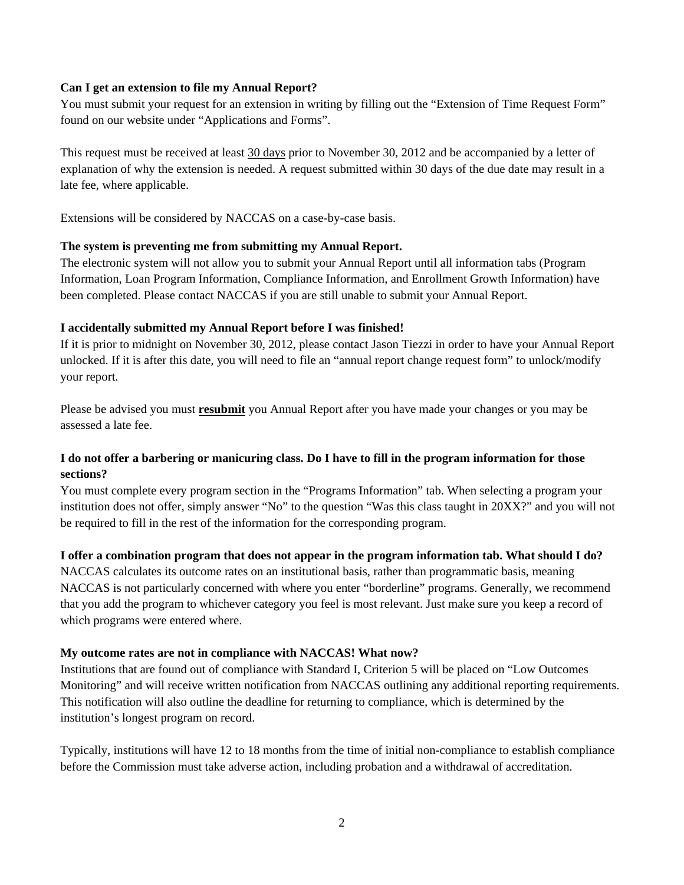**Can I get an extension to file my Annual Report?**

You must submit your request for an extension in writing by filling out the "Extension of Time Request Form" found on our website under "Applications and Forms".

This request must be received at least 30 days prior to November 30, 2012 and be accompanied by a letter of explanation of why the extension is needed. A request submitted within 30 days of the due date may result in a late fee, where applicable.

Extensions will be considered by NACCAS on a case-by-case basis.

**The system is preventing me from submitting my Annual Report.**

The electronic system will not allow you to submit your Annual Report until all information tabs (Program Information, Loan Program Information, Compliance Information, and Enrollment Growth Information) have been completed. Please contact NACCAS if you are still unable to submit your Annual Report.

**I accidentally submitted my Annual Report before I was finished!**

If it is prior to midnight on November 30, 2012, please contact Jason Tiezzi in order to have your Annual Report unlocked. If it is after this date, you will need to file an "annual report change request form" to unlock/modify your report.

Please be advised you must **resubmit** you Annual Report after you have made your changes or you may be assessed a late fee.

**I do not offer a barbering or manicuring class. Do I have to fill in the program information for those sections?**

You must complete every program section in the "Programs Information" tab. When selecting a program your institution does not offer, simply answer "No" to the question "Was this class taught in 20XX?" and you will not be required to fill in the rest of the information for the corresponding program.

**I offer a combination program that does not appear in the program information tab. What should I do?**

NACCAS calculates its outcome rates on an institutional basis, rather than programmatic basis, meaning NACCAS is not particularly concerned with where you enter "borderline" programs. Generally, we recommend that you add the program to whichever category you feel is most relevant. Just make sure you keep a record of which programs were entered where.

**My outcome rates are not in compliance with NACCAS! What now?**

Institutions that are found out of compliance with Standard I, Criterion 5 will be placed on "Low Outcomes Monitoring" and will receive written notification from NACCAS outlining any additional reporting requirements. This notification will also outline the deadline for returning to compliance, which is determined by the institution's longest program on record.

Typically, institutions will have 12 to 18 months from the time of initial non-compliance to establish compliance before the Commission must take adverse action, including probation and a withdrawal of accreditation.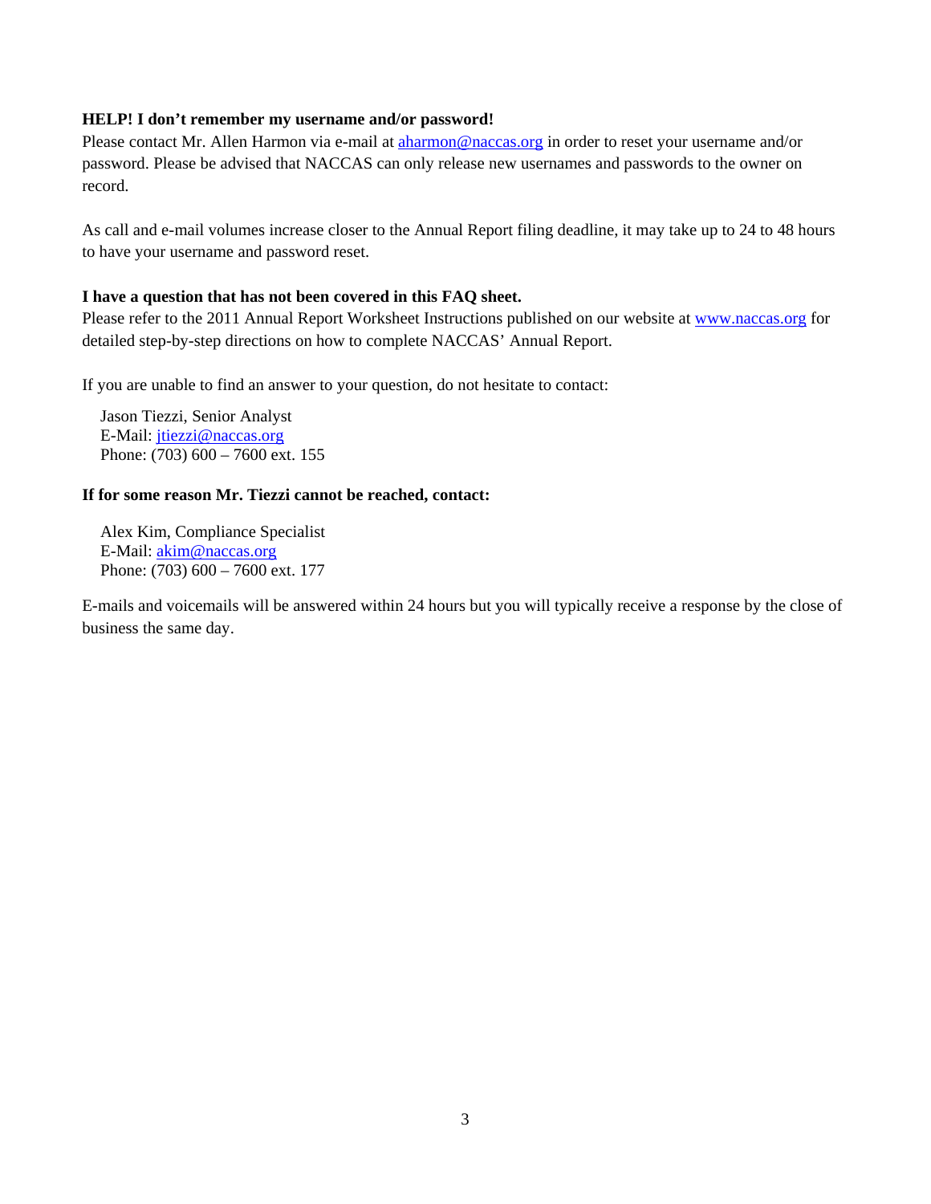**HELP! I don't remember my username and/or password!**

Please contact Mr. Allen Harmon via e-mail at aharmon@naccas.org in order to reset your username and/or password. Please be advised that NACCAS can only release new usernames and passwords to the owner on record.

As call and e-mail volumes increase closer to the Annual Report filing deadline, it may take up to 24 to 48 hours to have your username and password reset.

**I have a question that has not been covered in this FAQ sheet.**

Please refer to the 2011 Annual Report Worksheet Instructions published on our website at www.naccas.org for detailed step-by-step directions on how to complete NACCAS' Annual Report.

If you are unable to find an answer to your question, do not hesitate to contact:

Jason Tiezzi, Senior Analyst
E-Mail: jtiezzi@naccas.org
Phone: (703) 600 – 7600 ext. 155

**If for some reason Mr. Tiezzi cannot be reached, contact:**

Alex Kim, Compliance Specialist
E-Mail: akim@naccas.org
Phone: (703) 600 – 7600 ext. 177

E-mails and voicemails will be answered within 24 hours but you will typically receive a response by the close of business the same day.